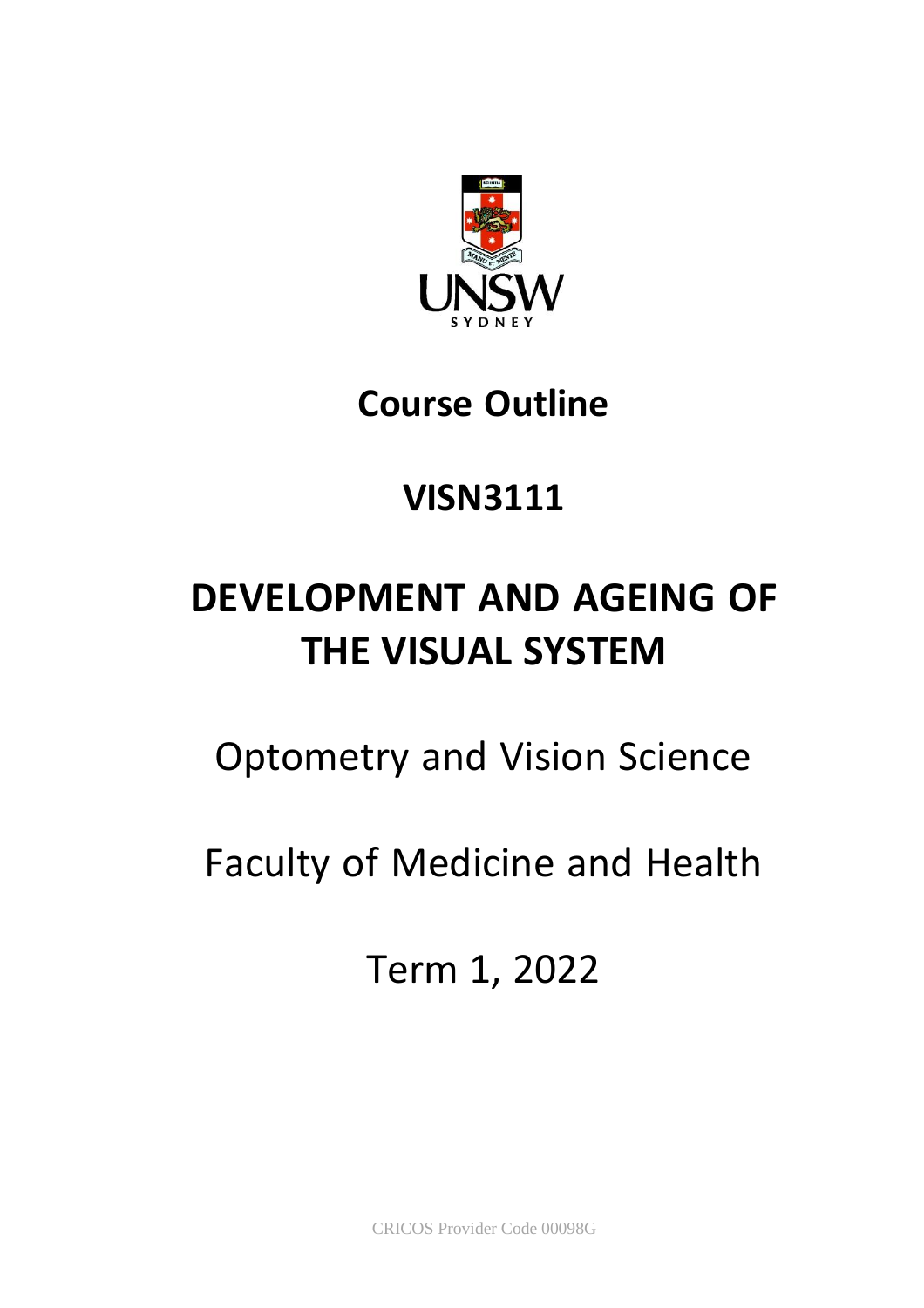# Course Outline

# VISN3111

# DEVELOPMENT AND AGEING OF THE VISUAL SYSTEM

Optometry and Vision Science

Faculty of Medicine and Health

Term 1, 2022

CRICOS Provider Code 00098G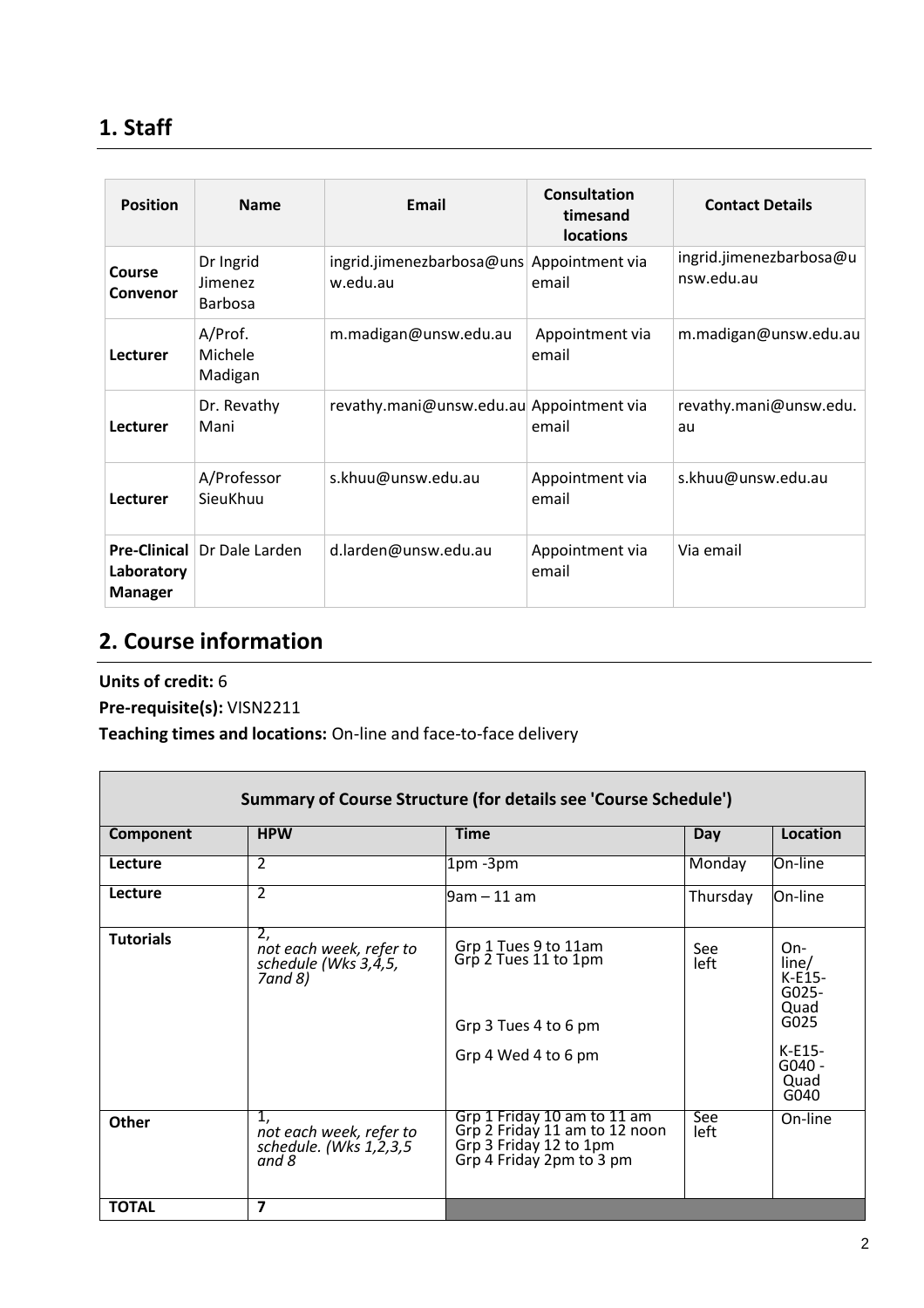## 1. Staff

| Position | Name | Email | Consultation timesand locations | Contact Details |
|---|---|---|---|---|
| **Course Convenor** | Dr Ingrid Jimenez Barbosa | ingrid.jimenezbarbosa@unsw.edu.au | Appointment via email | ingrid.jimenezbarbosa@unsw.edu.au |
| **Lecturer** | A/Prof. Michele Madigan | m.madigan@unsw.edu.au | Appointment via email | m.madigan@unsw.edu.au |
| **Lecturer** | Dr. Revathy Mani | revathy.mani@unsw.edu.au | Appointment via email | revathy.mani@unsw.edu.au |
| **Lecturer** | A/Professor SieuKhuu | s.khuu@unsw.edu.au | Appointment via email | s.khuu@unsw.edu.au |
| **Pre-Clinical Laboratory Manager** | Dr Dale Larden | d.larden@unsw.edu.au | Appointment via email | Via email |

## 2. Course information

**Units of credit:** 6

**Pre-requisite(s):** VISN2211

**Teaching times and locations:** On-line and face-to-face delivery

| Summary of Course Structure (for details see 'Course Schedule') | | | | |
|---|---|---|---|---|
| **Component** | **HPW** | **Time** | **Day** | **Location** |
| **Lecture** | 2 | 1pm -3pm | Monday | On-line |
| **Lecture** | 2 | 9am – 11 am | Thursday | On-line |
| **Tutorials** | 2, *not each week, refer to schedule (Wks 3,4,5, 7and 8)* | Grp 1 Tues 9 to 11am<br>Grp 2 Tues 11 to 1pm<br>Grp 3 Tues 4 to 6 pm<br>Grp 4 Wed 4 to 6 pm | See left | On-line/ K-E15-G025-Quad G025<br>K-E15-G040 - Quad G040 |
| **Other** | 1, *not each week, refer to schedule. (Wks 1,2,3,5 and 8* | Grp 1 Friday 10 am to 11 am<br>Grp 2 Friday 11 am to 12 noon<br>Grp 3 Friday 12 to 1pm<br>Grp 4 Friday 2pm to 3 pm | See left | On-line |
| **TOTAL** | **7** | | | |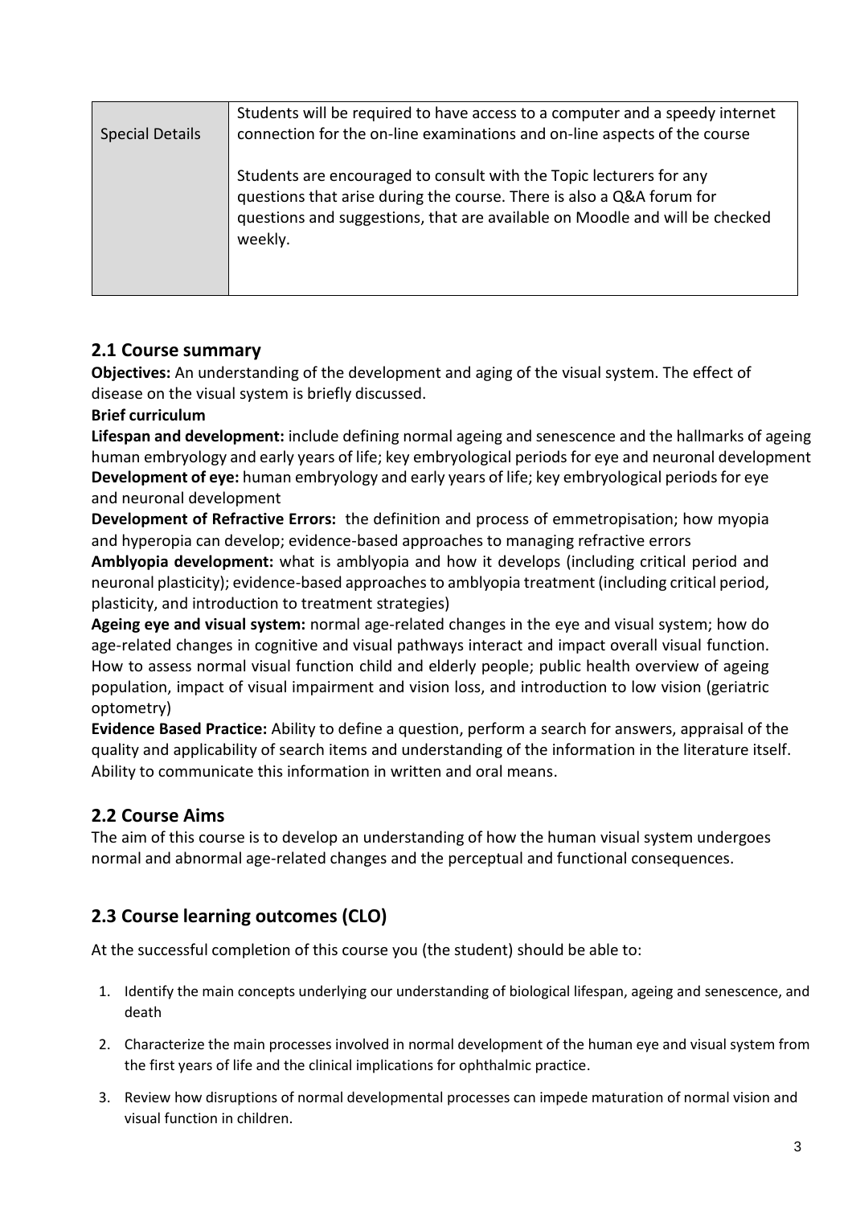| Special Details | Students will be required to have access to a computer and a speedy internet connection for the on-line examinations and on-line aspects of the course<br><br>Students are encouraged to consult with the Topic lecturers for any questions that arise during the course. There is also a Q&A forum for questions and suggestions, that are available on Moodle and will be checked weekly. |
|---|---|

## 2.1 Course summary

**Objectives:** An understanding of the development and aging of the visual system. The effect of disease on the visual system is briefly discussed.

**Brief curriculum**

**Lifespan and development:** include defining normal ageing and senescence and the hallmarks of ageing human embryology and early years of life; key embryological periods for eye and neuronal development

**Development of eye:** human embryology and early years of life; key embryological periods for eye and neuronal development

**Development of Refractive Errors:** the definition and process of emmetropisation; how myopia and hyperopia can develop; evidence-based approaches to managing refractive errors

**Amblyopia development:** what is amblyopia and how it develops (including critical period and neuronal plasticity); evidence-based approaches to amblyopia treatment (including critical period, plasticity, and introduction to treatment strategies)

**Ageing eye and visual system:** normal age-related changes in the eye and visual system; how do age-related changes in cognitive and visual pathways interact and impact overall visual function. How to assess normal visual function child and elderly people; public health overview of ageing population, impact of visual impairment and vision loss, and introduction to low vision (geriatric optometry)

**Evidence Based Practice:** Ability to define a question, perform a search for answers, appraisal of the quality and applicability of search items and understanding of the information in the literature itself. Ability to communicate this information in written and oral means.

## 2.2 Course Aims

The aim of this course is to develop an understanding of how the human visual system undergoes normal and abnormal age-related changes and the perceptual and functional consequences.

## 2.3 Course learning outcomes (CLO)

At the successful completion of this course you (the student) should be able to:

1. Identify the main concepts underlying our understanding of biological lifespan, ageing and senescence, and death
2. Characterize the main processes involved in normal development of the human eye and visual system from the first years of life and the clinical implications for ophthalmic practice.
3. Review how disruptions of normal developmental processes can impede maturation of normal vision and visual function in children.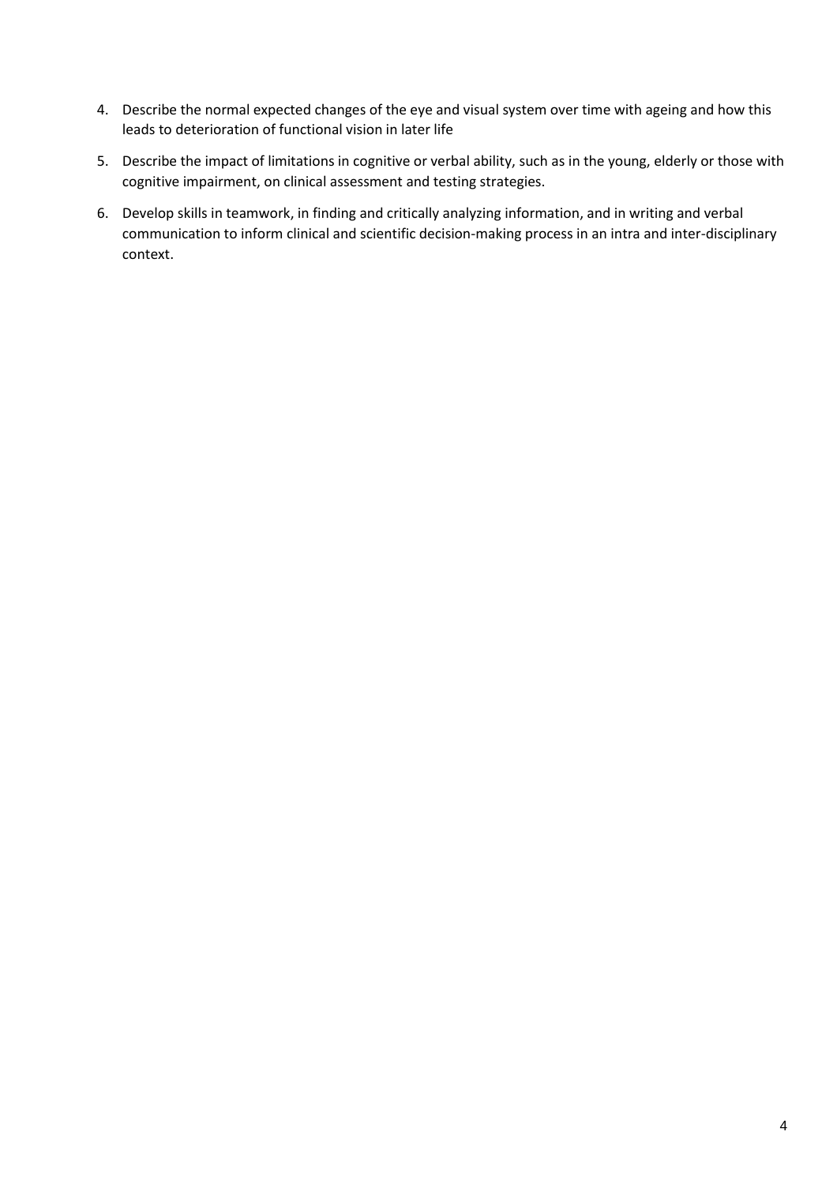4. Describe the normal expected changes of the eye and visual system over time with ageing and how this leads to deterioration of functional vision in later life
5. Describe the impact of limitations in cognitive or verbal ability, such as in the young, elderly or those with cognitive impairment, on clinical assessment and testing strategies.
6. Develop skills in teamwork, in finding and critically analyzing information, and in writing and verbal communication to inform clinical and scientific decision-making process in an intra and inter-disciplinary context.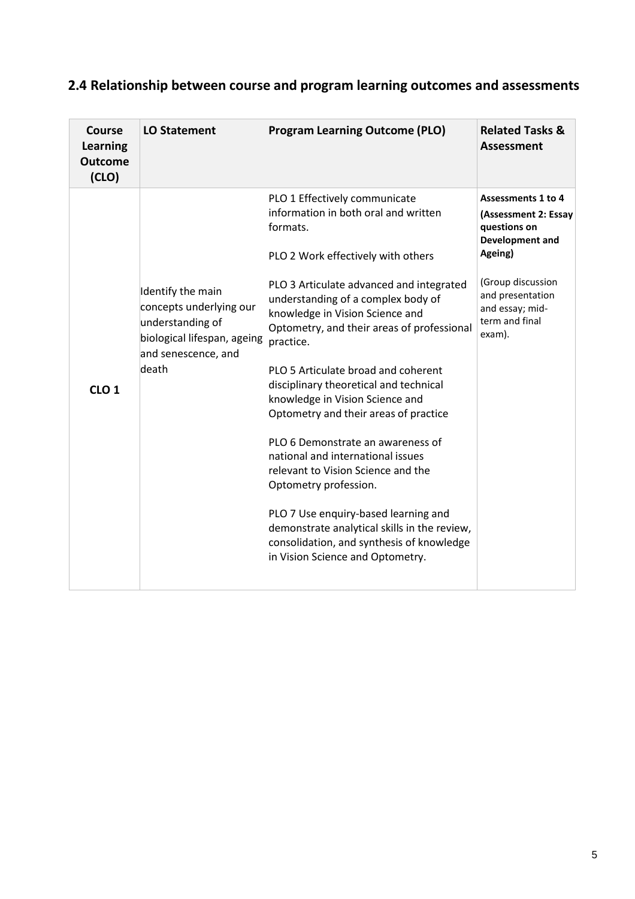## 2.4 Relationship between course and program learning outcomes and assessments

| Course Learning Outcome (CLO) | LO Statement | Program Learning Outcome (PLO) | Related Tasks & Assessment |
|---|---|---|---|
| **CLO 1** | Identify the main concepts underlying our understanding of biological lifespan, ageing and senescence, and death | PLO 1 Effectively communicate information in both oral and written formats.<br><br>PLO 2 Work effectively with others<br><br>PLO 3 Articulate advanced and integrated understanding of a complex body of knowledge in Vision Science and Optometry, and their areas of professional practice.<br><br>PLO 5 Articulate broad and coherent disciplinary theoretical and technical knowledge in Vision Science and Optometry and their areas of practice<br><br>PLO 6 Demonstrate an awareness of national and international issues relevant to Vision Science and the Optometry profession.<br><br>PLO 7 Use enquiry-based learning and demonstrate analytical skills in the review, consolidation, and synthesis of knowledge in Vision Science and Optometry. | **Assessments 1 to 4**<br>**(Assessment 2: Essay questions on Development and Ageing)**<br><br>(Group discussion and presentation and essay; mid-term and final exam). |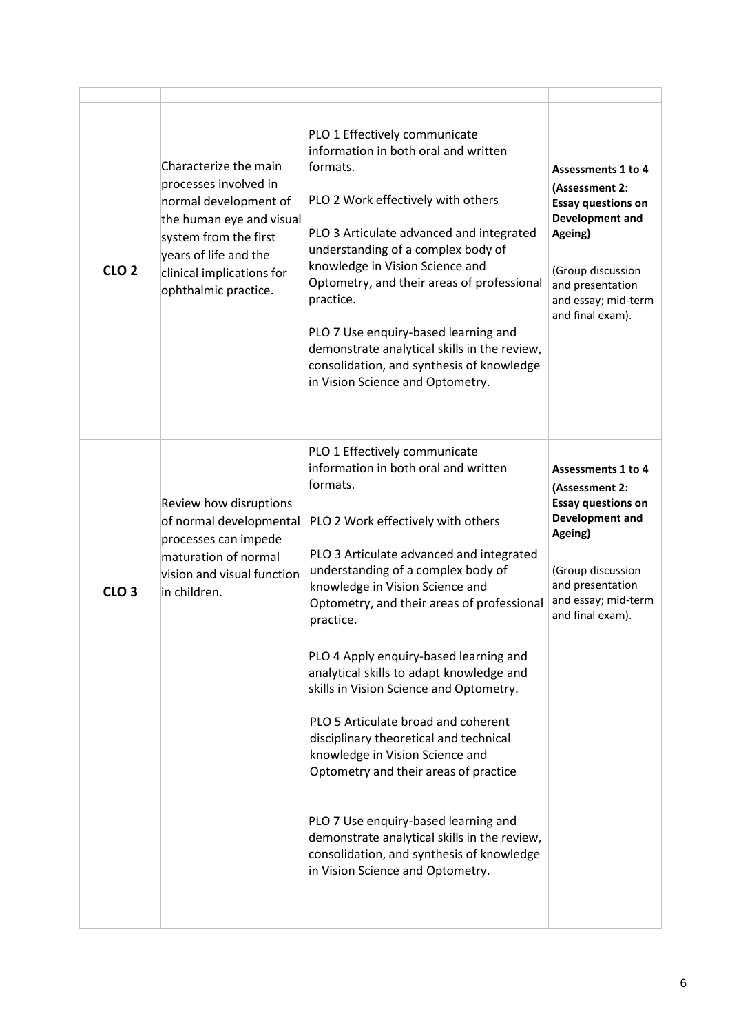| | | | |
|---|---|---|---|
| **CLO 2** | Characterize the main processes involved in normal development of the human eye and visual system from the first years of life and the clinical implications for ophthalmic practice. | PLO 1 Effectively communicate information in both oral and written formats.<br><br>PLO 2 Work effectively with others<br><br>PLO 3 Articulate advanced and integrated understanding of a complex body of knowledge in Vision Science and Optometry, and their areas of professional practice.<br><br>PLO 7 Use enquiry-based learning and demonstrate analytical skills in the review, consolidation, and synthesis of knowledge in Vision Science and Optometry. | **Assessments 1 to 4 (Assessment 2: Essay questions on Development and Ageing)**<br><br>(Group discussion and presentation and essay; mid-term and final exam). |
| **CLO 3** | Review how disruptions of normal developmental processes can impede maturation of normal vision and visual function in children. | PLO 1 Effectively communicate information in both oral and written formats.<br><br>PLO 2 Work effectively with others<br><br>PLO 3 Articulate advanced and integrated understanding of a complex body of knowledge in Vision Science and Optometry, and their areas of professional practice.<br><br>PLO 4 Apply enquiry-based learning and analytical skills to adapt knowledge and skills in Vision Science and Optometry.<br><br>PLO 5 Articulate broad and coherent disciplinary theoretical and technical knowledge in Vision Science and Optometry and their areas of practice<br><br>PLO 7 Use enquiry-based learning and demonstrate analytical skills in the review, consolidation, and synthesis of knowledge in Vision Science and Optometry. | **Assessments 1 to 4 (Assessment 2: Essay questions on Development and Ageing)**<br><br>(Group discussion and presentation and essay; mid-term and final exam). |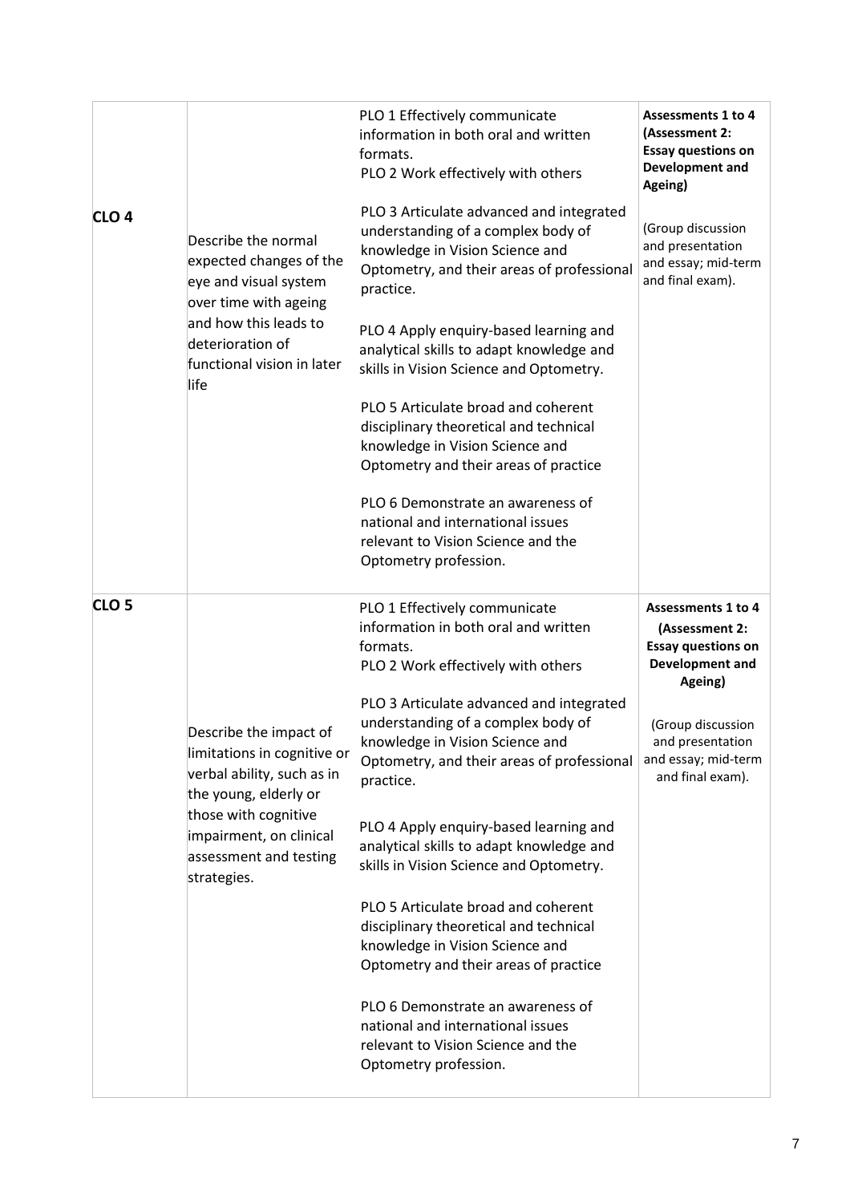| | | | |
|---|---|---|---|
| **CLO 4** | Describe the normal expected changes of the eye and visual system over time with ageing and how this leads to deterioration of functional vision in later life | PLO 1 Effectively communicate information in both oral and written formats.<br>PLO 2 Work effectively with others<br><br>PLO 3 Articulate advanced and integrated understanding of a complex body of knowledge in Vision Science and Optometry, and their areas of professional practice.<br><br>PLO 4 Apply enquiry-based learning and analytical skills to adapt knowledge and skills in Vision Science and Optometry.<br><br>PLO 5 Articulate broad and coherent disciplinary theoretical and technical knowledge in Vision Science and Optometry and their areas of practice<br><br>PLO 6 Demonstrate an awareness of national and international issues relevant to Vision Science and the Optometry profession. | **Assessments 1 to 4 (Assessment 2: Essay questions on Development and Ageing)**<br><br>(Group discussion and presentation and essay; mid-term and final exam). |
| **CLO 5** | Describe the impact of limitations in cognitive or verbal ability, such as in the young, elderly or those with cognitive impairment, on clinical assessment and testing strategies. | PLO 1 Effectively communicate information in both oral and written formats.<br>PLO 2 Work effectively with others<br><br>PLO 3 Articulate advanced and integrated understanding of a complex body of knowledge in Vision Science and Optometry, and their areas of professional practice.<br><br>PLO 4 Apply enquiry-based learning and analytical skills to adapt knowledge and skills in Vision Science and Optometry.<br><br>PLO 5 Articulate broad and coherent disciplinary theoretical and technical knowledge in Vision Science and Optometry and their areas of practice<br><br>PLO 6 Demonstrate an awareness of national and international issues relevant to Vision Science and the Optometry profession. | **Assessments 1 to 4 (Assessment 2: Essay questions on Development and Ageing)**<br><br>(Group discussion and presentation and essay; mid-term and final exam). |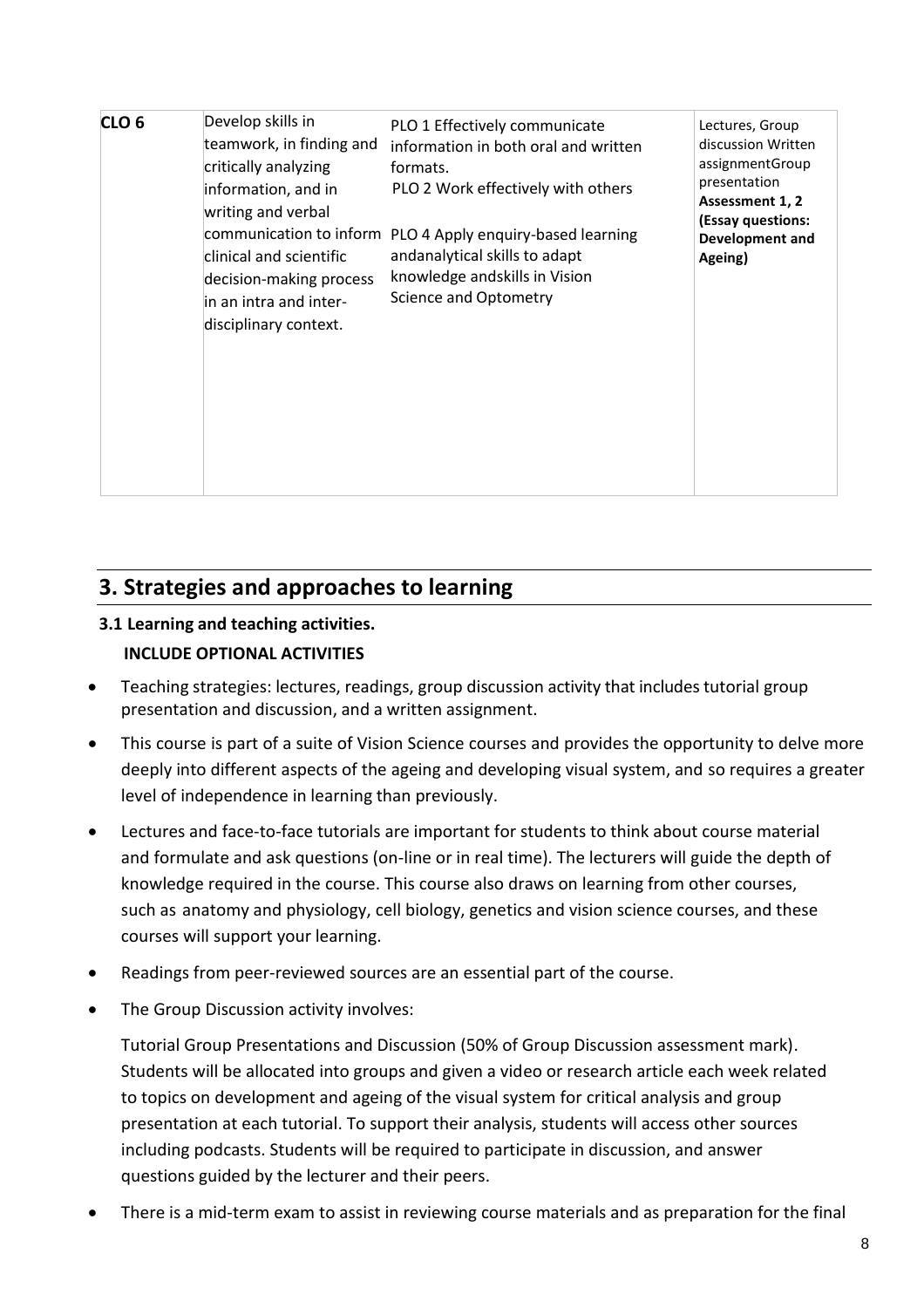| | | | |
|---|---|---|---|
| **CLO 6** | Develop skills in teamwork, in finding and critically analyzing information, and in writing and verbal communication to inform clinical and scientific decision-making process in an intra and inter-disciplinary context. | PLO 1 Effectively communicate information in both oral and written formats.<br>PLO 2 Work effectively with others<br><br>PLO 4 Apply enquiry-based learning andanalytical skills to adapt knowledge andskills in Vision Science and Optometry | Lectures, Group discussion Written assignmentGroup presentation **Assessment 1, 2 (Essay questions: Development and Ageing)** |

## 3. Strategies and approaches to learning

### 3.1 Learning and teaching activities.

**INCLUDE OPTIONAL ACTIVITIES**

- Teaching strategies: lectures, readings, group discussion activity that includes tutorial group presentation and discussion, and a written assignment.
- This course is part of a suite of Vision Science courses and provides the opportunity to delve more deeply into different aspects of the ageing and developing visual system, and so requires a greater level of independence in learning than previously.
- Lectures and face-to-face tutorials are important for students to think about course material and formulate and ask questions (on-line or in real time). The lecturers will guide the depth of knowledge required in the course. This course also draws on learning from other courses, such as anatomy and physiology, cell biology, genetics and vision science courses, and these courses will support your learning.
- Readings from peer-reviewed sources are an essential part of the course.
- The Group Discussion activity involves:

  Tutorial Group Presentations and Discussion (50% of Group Discussion assessment mark). Students will be allocated into groups and given a video or research article each week related to topics on development and ageing of the visual system for critical analysis and group presentation at each tutorial. To support their analysis, students will access other sources including podcasts. Students will be required to participate in discussion, and answer questions guided by the lecturer and their peers.
- There is a mid-term exam to assist in reviewing course materials and as preparation for the final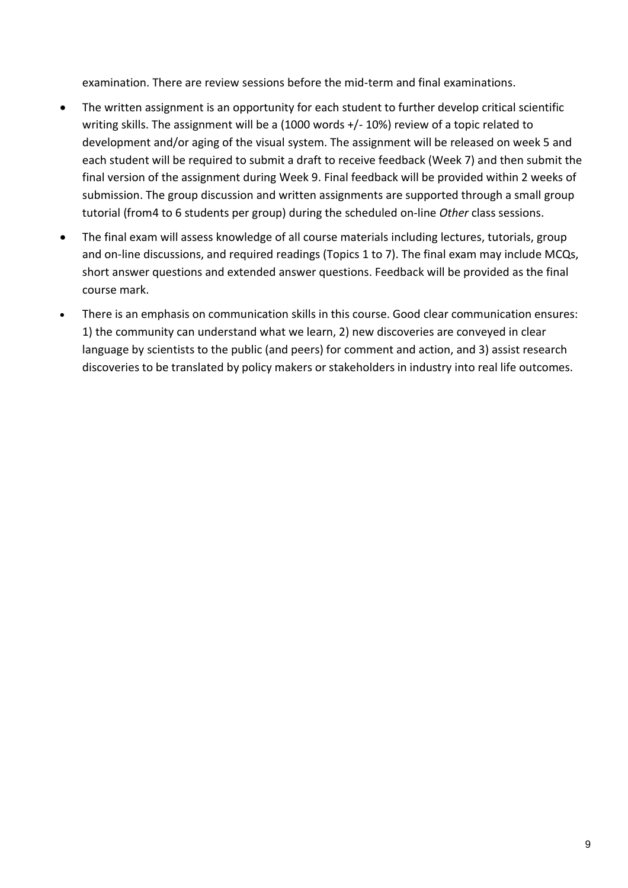examination. There are review sessions before the mid-term and final examinations.

- The written assignment is an opportunity for each student to further develop critical scientific writing skills. The assignment will be a (1000 words +/- 10%) review of a topic related to development and/or aging of the visual system. The assignment will be released on week 5 and each student will be required to submit a draft to receive feedback (Week 7) and then submit the final version of the assignment during Week 9. Final feedback will be provided within 2 weeks of submission. The group discussion and written assignments are supported through a small group tutorial (from4 to 6 students per group) during the scheduled on-line *Other* class sessions.
- The final exam will assess knowledge of all course materials including lectures, tutorials, group and on-line discussions, and required readings (Topics 1 to 7). The final exam may include MCQs, short answer questions and extended answer questions. Feedback will be provided as the final course mark.
- There is an emphasis on communication skills in this course. Good clear communication ensures: 1) the community can understand what we learn, 2) new discoveries are conveyed in clear language by scientists to the public (and peers) for comment and action, and 3) assist research discoveries to be translated by policy makers or stakeholders in industry into real life outcomes.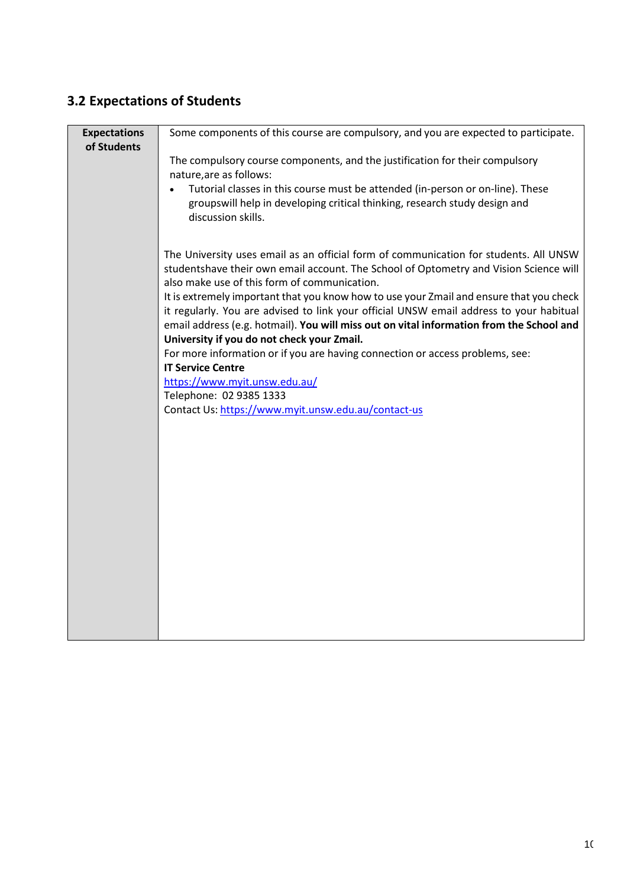## 3.2 Expectations of Students

| Expectations of Students | Some components of this course are compulsory, and you are expected to participate.<br><br>The compulsory course components, and the justification for their compulsory nature,are as follows:<br>• Tutorial classes in this course must be attended (in-person or on-line). These groupswill help in developing critical thinking, research study design and discussion skills.<br><br>The University uses email as an official form of communication for students. All UNSW studentshave their own email account. The School of Optometry and Vision Science will also make use of this form of communication.<br>It is extremely important that you know how to use your Zmail and ensure that you check it regularly. You are advised to link your official UNSW email address to your habitual email address (e.g. hotmail). **You will miss out on vital information from the School and University if you do not check your Zmail.**<br>For more information or if you are having connection or access problems, see:<br>**IT Service Centre**<br>[https://www.myit.unsw.edu.au/](https://www.myit.unsw.edu.au/)<br>Telephone: 02 9385 1333<br>Contact Us: [https://www.myit.unsw.edu.au/contact-us](https://www.myit.unsw.edu.au/contact-us) |
|---|---|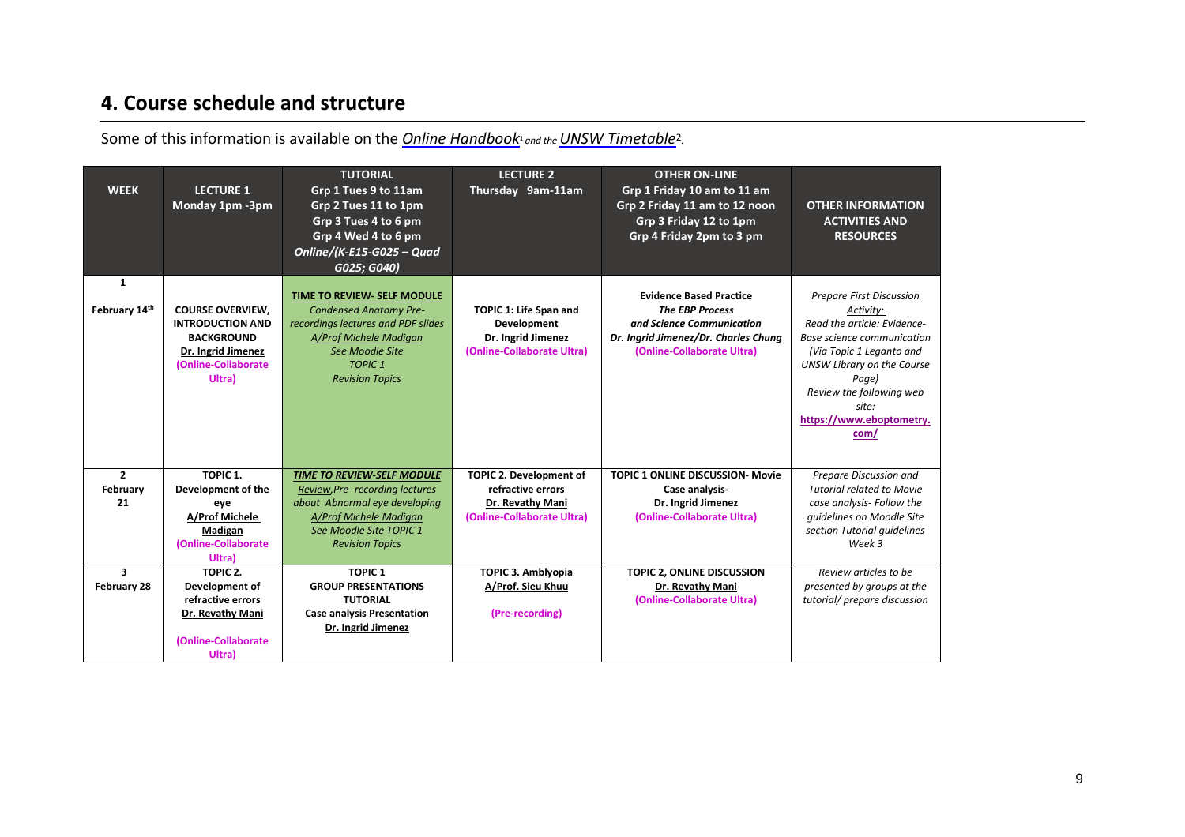# 4. Course schedule and structure

Some of this information is available on the *[Online Handbook](#)*[1] *and the* *[UNSW Timetable](#)*[2].

| WEEK | LECTURE 1 Monday 1pm -3pm | TUTORIAL Grp 1 Tues 9 to 11am Grp 2 Tues 11 to 1pm Grp 3 Tues 4 to 6 pm Grp 4 Wed 4 to 6 pm *Online/(K-E15-G025 – Quad G025; G040)* | LECTURE 2 Thursday 9am-11am | OTHER ON-LINE Grp 1 Friday 10 am to 11 am Grp 2 Friday 11 am to 12 noon Grp 3 Friday 12 to 1pm Grp 4 Friday 2pm to 3 pm | OTHER INFORMATION ACTIVITIES AND RESOURCES |
|---|---|---|---|---|---|
| **1** **February 14th** | **COURSE OVERVIEW, INTRODUCTION AND BACKGROUND** **Dr. Ingrid Jimenez** **(Online-Collaborate Ultra)** | **TIME TO REVIEW- SELF MODULE** *Condensed Anatomy Pre-recordings lectures and PDF slides* *A/Prof Michele Madigan* *See Moodle Site* *TOPIC 1* *Revision Topics* | **TOPIC 1: Life Span and Development** **Dr. Ingrid Jimenez** **(Online-Collaborate Ultra)** | **Evidence Based Practice** ***The EBP Process*** ***and Science Communication*** ***Dr. Ingrid Jimenez/Dr. Charles Chung*** **(Online-Collaborate Ultra)** | *Prepare First Discussion Activity:* *Read the article: Evidence-Base science communication (Via Topic 1 Leganto and UNSW Library on the Course Page)* *Review the following web site:* **https://www.eboptometry.com/** |
| **2** **February 21** | **TOPIC 1.** **Development of the eye** **A/Prof Michele Madigan** **(Online-Collaborate Ultra)** | ***TIME TO REVIEW-SELF MODULE*** *Review, Pre- recording lectures about Abnormal eye developing* *A/Prof Michele Madigan* *See Moodle Site TOPIC 1* *Revision Topics* | **TOPIC 2. Development of refractive errors** **Dr. Revathy Mani** **(Online-Collaborate Ultra)** | **TOPIC 1 ONLINE DISCUSSION- Movie Case analysis-** **Dr. Ingrid Jimenez** **(Online-Collaborate Ultra)** | *Prepare Discussion and Tutorial related to Movie case analysis- Follow the guidelines on Moodle Site section Tutorial guidelines Week 3* |
| **3** **February 28** | **TOPIC 2.** **Development of refractive errors** **Dr. Revathy Mani** **(Online-Collaborate Ultra)** | **TOPIC 1** **GROUP PRESENTATIONS TUTORIAL** **Case analysis Presentation** **Dr. Ingrid Jimenez** | **TOPIC 3. Amblyopia** **A/Prof. Sieu Khuu** **(Pre-recording)** | **TOPIC 2, ONLINE DISCUSSION** **Dr. Revathy Mani** **(Online-Collaborate Ultra)** | *Review articles to be presented by groups at the tutorial/ prepare discussion* |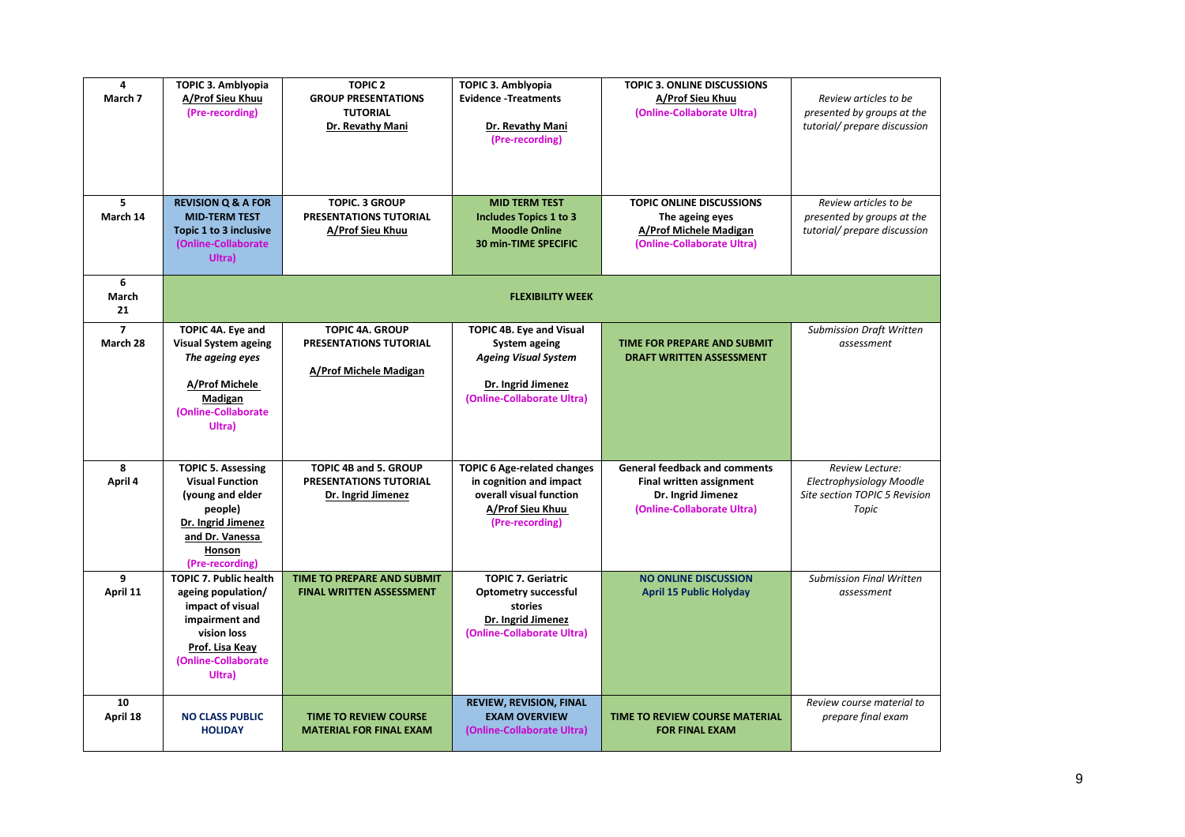| | | | | | |
|---|---|---|---|---|---|
| **4**<br>**March 7** | **TOPIC 3. Amblyopia**<br>**A/Prof Sieu Khuu**<br>**(Pre-recording)** | **TOPIC 2**<br>**GROUP PRESENTATIONS TUTORIAL**<br>**Dr. Revathy Mani** | **TOPIC 3. Amblyopia**<br>**Evidence -Treatments**<br>**Dr. Revathy Mani**<br>**(Pre-recording)** | **TOPIC 3. ONLINE DISCUSSIONS**<br>**A/Prof Sieu Khuu**<br>**(Online-Collaborate Ultra)** | *Review articles to be presented by groups at the tutorial/ prepare discussion* |
| **5**<br>**March 14** | **REVISION Q & A FOR MID-TERM TEST**<br>**Topic 1 to 3 inclusive**<br>**(Online-Collaborate Ultra)** | **TOPIC. 3 GROUP PRESENTATIONS TUTORIAL**<br>**A/Prof Sieu Khuu** | **MID TERM TEST**<br>**Includes Topics 1 to 3**<br>**Moodle Online**<br>**30 min-TIME SPECIFIC** | **TOPIC ONLINE DISCUSSIONS**<br>**The ageing eyes**<br>**A/Prof Michele Madigan**<br>**(Online-Collaborate Ultra)** | *Review articles to be presented by groups at the tutorial/ prepare discussion* |
| **6**<br>**March 21** | **FLEXIBILITY WEEK** | | | | |
| **7**<br>**March 28** | **TOPIC 4A. Eye and Visual System ageing**<br>***The ageing eyes***<br>**A/Prof Michele Madigan**<br>**(Online-Collaborate Ultra)** | **TOPIC 4A. GROUP PRESENTATIONS TUTORIAL**<br>**A/Prof Michele Madigan** | **TOPIC 4B. Eye and Visual System ageing**<br>***Ageing Visual System***<br>**Dr. Ingrid Jimenez**<br>**(Online-Collaborate Ultra)** | **TIME FOR PREPARE AND SUBMIT DRAFT WRITTEN ASSESSMENT** | *Submission Draft Written assessment* |
| **8**<br>**April 4** | **TOPIC 5. Assessing Visual Function (young and elder people)**<br>**Dr. Ingrid Jimenez and Dr. Vanessa Honson**<br>**(Pre-recording)** | **TOPIC 4B and 5. GROUP PRESENTATIONS TUTORIAL**<br>**Dr. Ingrid Jimenez** | **TOPIC 6 Age-related changes in cognition and impact overall visual function**<br>**A/Prof Sieu Khuu**<br>**(Pre-recording)** | **General feedback and comments Final written assignment**<br>**Dr. Ingrid Jimenez**<br>**(Online-Collaborate Ultra)** | *Review Lecture: Electrophysiology Moodle Site section TOPIC 5 Revision Topic* |
| **9**<br>**April 11** | **TOPIC 7. Public health ageing population/ impact of visual impairment and vision loss**<br>**Prof. Lisa Keay**<br>**(Online-Collaborate Ultra)** | **TIME TO PREPARE AND SUBMIT FINAL WRITTEN ASSESSMENT** | **TOPIC 7. Geriatric Optometry successful stories**<br>**Dr. Ingrid Jimenez**<br>**(Online-Collaborate Ultra)** | **NO ONLINE DISCUSSION**<br>**April 15 Public Holyday** | *Submission Final Written assessment* |
| **10**<br>**April 18** | **NO CLASS PUBLIC HOLIDAY** | **TIME TO REVIEW COURSE MATERIAL FOR FINAL EXAM** | **REVIEW, REVISION, FINAL EXAM OVERVIEW**<br>**(Online-Collaborate Ultra)** | **TIME TO REVIEW COURSE MATERIAL FOR FINAL EXAM** | *Review course material to prepare final exam* |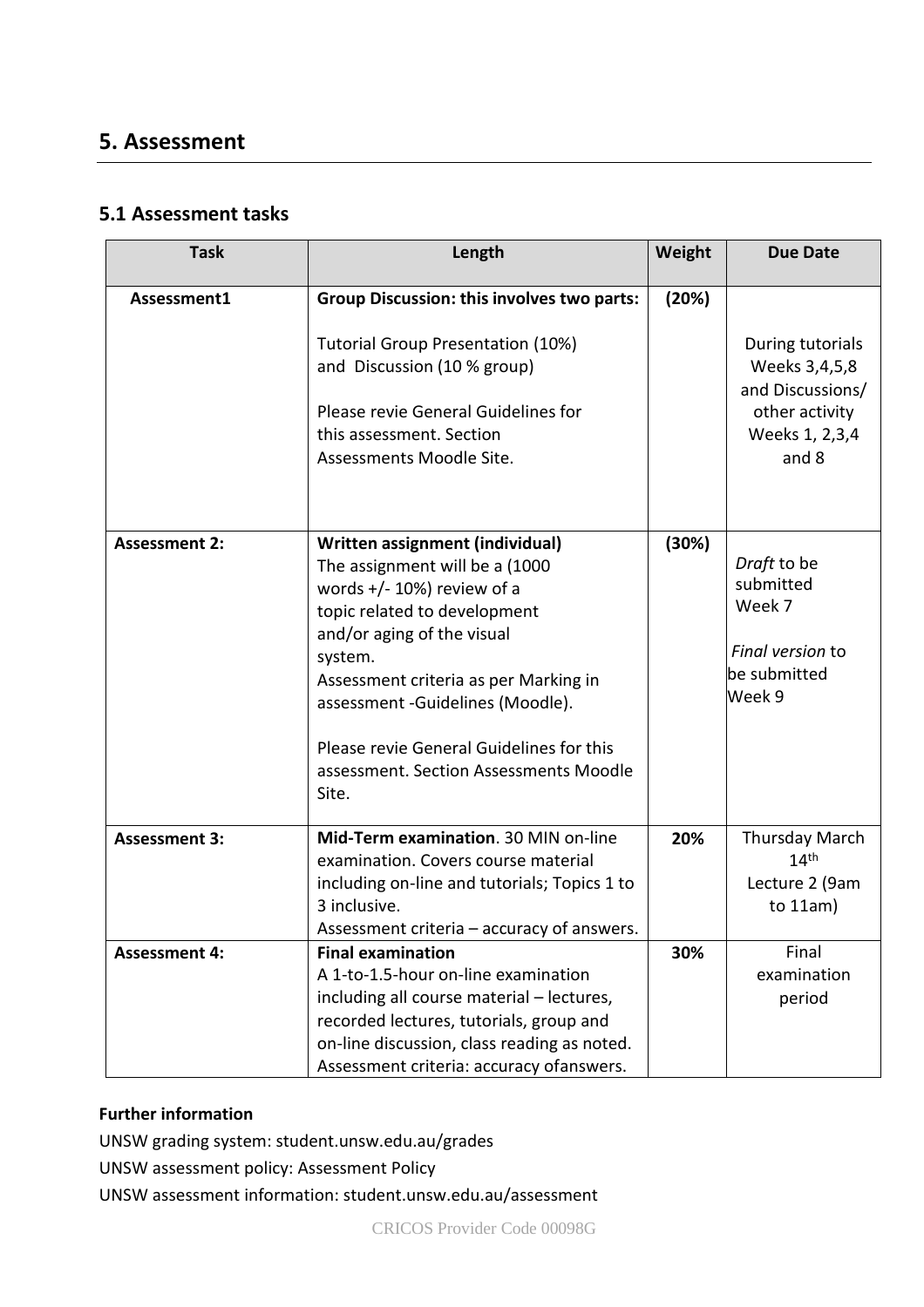## 5. Assessment

### 5.1 Assessment tasks

| Task | Length | Weight | Due Date |
|---|---|---|---|
| **Assessment1** | **Group Discussion: this involves two parts:**<br><br>Tutorial Group Presentation (10%) and Discussion (10 % group)<br><br>Please revie General Guidelines for this assessment. Section Assessments Moodle Site. | **(20%)** | During tutorials Weeks 3,4,5,8 and Discussions/ other activity Weeks 1, 2,3,4 and 8 |
| **Assessment 2:** | **Written assignment (individual)**<br>The assignment will be a (1000 words +/- 10%) review of a topic related to development and/or aging of the visual system.<br>Assessment criteria as per Marking in assessment -Guidelines (Moodle).<br><br>Please revie General Guidelines for this assessment. Section Assessments Moodle Site. | **(30%)** | *Draft* to be submitted Week 7<br><br>*Final version* to be submitted Week 9 |
| **Assessment 3:** | **Mid-Term examination**. 30 MIN on-line examination. Covers course material including on-line and tutorials; Topics 1 to 3 inclusive.<br>Assessment criteria – accuracy of answers. | **20%** | Thursday March 14th Lecture 2 (9am to 11am) |
| **Assessment 4:** | **Final examination**<br>A 1-to-1.5-hour on-line examination including all course material – lectures, recorded lectures, tutorials, group and on-line discussion, class reading as noted.<br>Assessment criteria: accuracy ofanswers. | **30%** | Final examination period |

**Further information**

UNSW grading system: student.unsw.edu.au/grades

UNSW assessment policy: Assessment Policy

UNSW assessment information: student.unsw.edu.au/assessment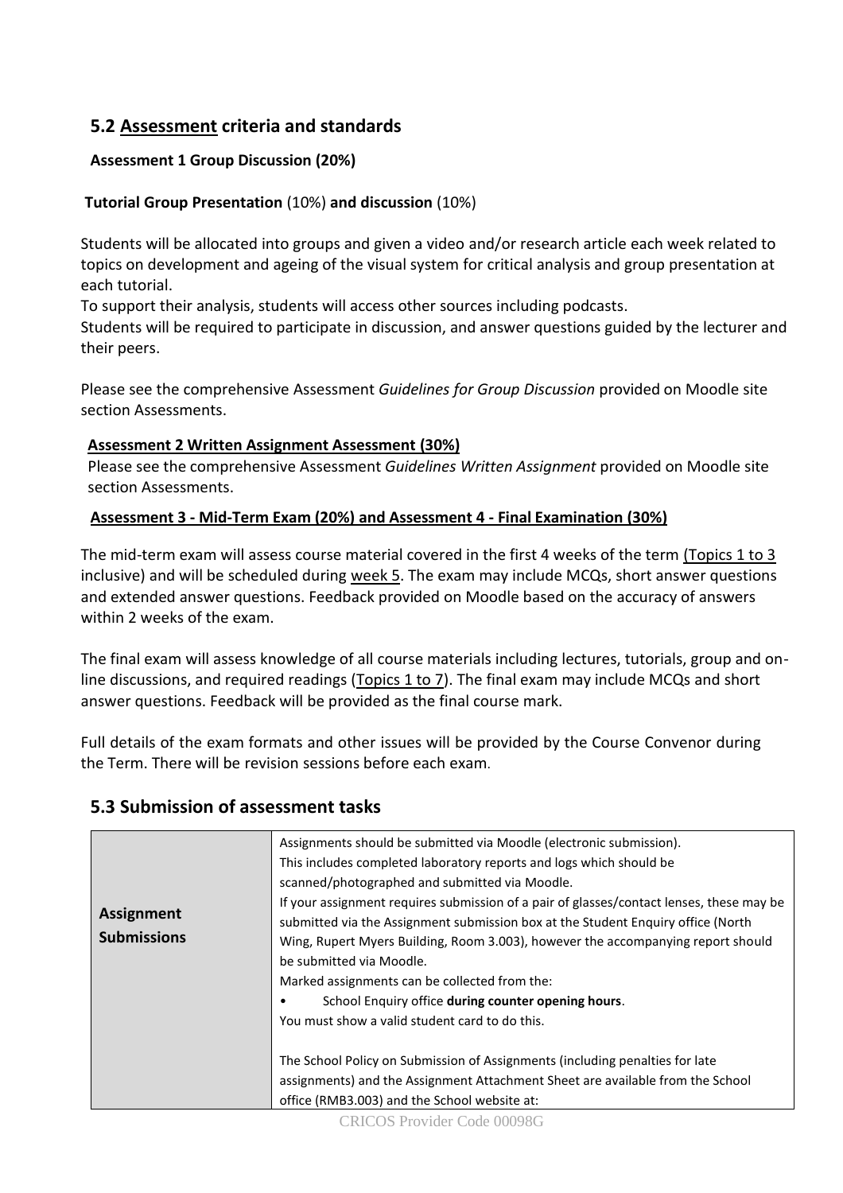## 5.2 Assessment criteria and standards

**Assessment 1 Group Discussion (20%)**

**Tutorial Group Presentation** (10%) **and discussion** (10%)

Students will be allocated into groups and given a video and/or research article each week related to topics on development and ageing of the visual system for critical analysis and group presentation at each tutorial.

To support their analysis, students will access other sources including podcasts.

Students will be required to participate in discussion, and answer questions guided by the lecturer and their peers.

Please see the comprehensive Assessment *Guidelines for Group Discussion* provided on Moodle site section Assessments.

**Assessment 2 Written Assignment Assessment (30%)**

Please see the comprehensive Assessment *Guidelines Written Assignment* provided on Moodle site section Assessments.

**Assessment 3 - Mid-Term Exam (20%) and Assessment 4 - Final Examination (30%)**

The mid-term exam will assess course material covered in the first 4 weeks of the term (Topics 1 to 3 inclusive) and will be scheduled during week 5. The exam may include MCQs, short answer questions and extended answer questions. Feedback provided on Moodle based on the accuracy of answers within 2 weeks of the exam.

The final exam will assess knowledge of all course materials including lectures, tutorials, group and on-line discussions, and required readings (Topics 1 to 7). The final exam may include MCQs and short answer questions. Feedback will be provided as the final course mark.

Full details of the exam formats and other issues will be provided by the Course Convenor during the Term. There will be revision sessions before each exam.

## 5.3 Submission of assessment tasks

| | |
|---|---|
| **Assignment Submissions** | Assignments should be submitted via Moodle (electronic submission).<br>This includes completed laboratory reports and logs which should be scanned/photographed and submitted via Moodle.<br>If your assignment requires submission of a pair of glasses/contact lenses, these may be submitted via the Assignment submission box at the Student Enquiry office (North Wing, Rupert Myers Building, Room 3.003), however the accompanying report should be submitted via Moodle.<br>Marked assignments can be collected from the:<br>• School Enquiry office **during counter opening hours**.<br>You must show a valid student card to do this.<br><br>The School Policy on Submission of Assignments (including penalties for late assignments) and the Assignment Attachment Sheet are available from the School office (RMB3.003) and the School website at: |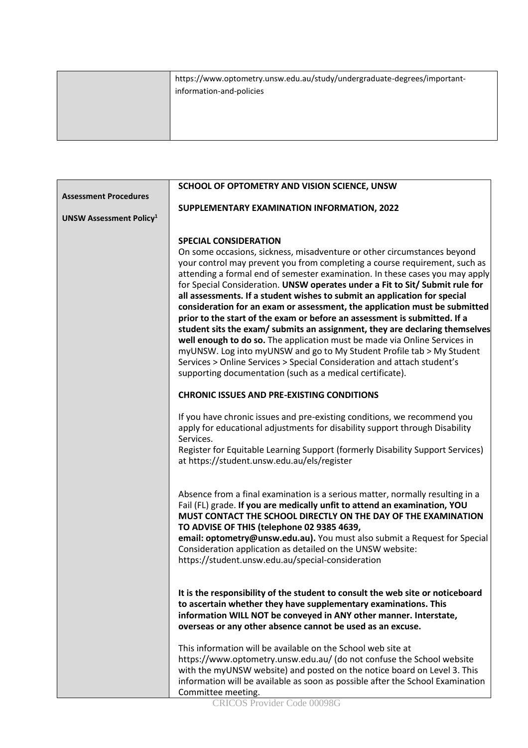| | https://www.optometry.unsw.edu.au/study/undergraduate-degrees/important-information-and-policies |
|---|---|

| | |
|---|---|
| **Assessment Procedures**<br><br>**UNSW Assessment Policy[1]** | **SCHOOL OF OPTOMETRY AND VISION SCIENCE, UNSW**<br><br>**SUPPLEMENTARY EXAMINATION INFORMATION, 2022**<br><br>**SPECIAL CONSIDERATION**<br>On some occasions, sickness, misadventure or other circumstances beyond your control may prevent you from completing a course requirement, such as attending a formal end of semester examination. In these cases you may apply for Special Consideration. **UNSW operates under a Fit to Sit/ Submit rule for all assessments. If a student wishes to submit an application for special consideration for an exam or assessment, the application must be submitted prior to the start of the exam or before an assessment is submitted. If a student sits the exam/ submits an assignment, they are declaring themselves well enough to do so.** The application must be made via Online Services in myUNSW. Log into myUNSW and go to My Student Profile tab > My Student Services > Online Services > Special Consideration and attach student's supporting documentation (such as a medical certificate).<br><br>**CHRONIC ISSUES AND PRE-EXISTING CONDITIONS**<br><br>If you have chronic issues and pre-existing conditions, we recommend you apply for educational adjustments for disability support through Disability Services.<br>Register for Equitable Learning Support (formerly Disability Support Services) at https://student.unsw.edu.au/els/register<br><br>Absence from a final examination is a serious matter, normally resulting in a Fail (FL) grade. **If you are medically unfit to attend an examination, YOU MUST CONTACT THE SCHOOL DIRECTLY ON THE DAY OF THE EXAMINATION TO ADVISE OF THIS (telephone 02 9385 4639, email: optometry@unsw.edu.au).** You must also submit a Request for Special Consideration application as detailed on the UNSW website: https://student.unsw.edu.au/special-consideration<br><br>**It is the responsibility of the student to consult the web site or noticeboard to ascertain whether they have supplementary examinations. This information WILL NOT be conveyed in ANY other manner. Interstate, overseas or any other absence cannot be used as an excuse.**<br><br>This information will be available on the School web site at https://www.optometry.unsw.edu.au/ (do not confuse the School website with the myUNSW website) and posted on the notice board on Level 3. This information will be available as soon as possible after the School Examination Committee meeting. |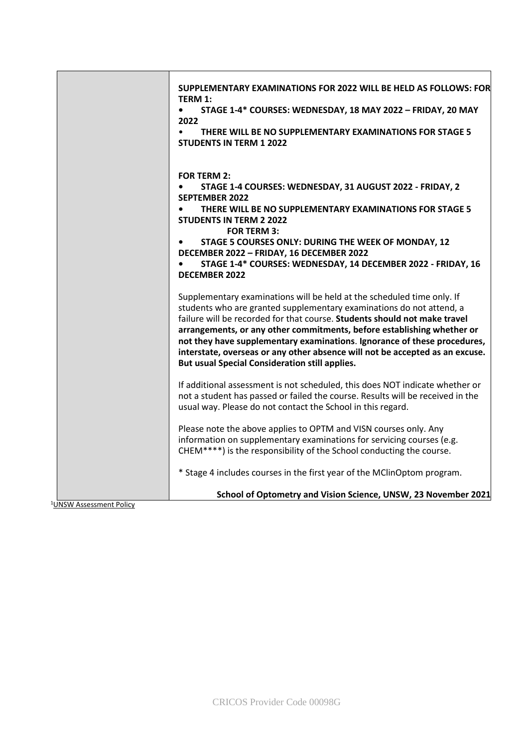| | **SUPPLEMENTARY EXAMINATIONS FOR 2022 WILL BE HELD AS FOLLOWS: FOR TERM 1:**<br>• **STAGE 1-4* COURSES: WEDNESDAY, 18 MAY 2022 – FRIDAY, 20 MAY 2022**<br>• **THERE WILL BE NO SUPPLEMENTARY EXAMINATIONS FOR STAGE 5 STUDENTS IN TERM 1 2022**<br><br>**FOR TERM 2:**<br>• **STAGE 1-4 COURSES: WEDNESDAY, 31 AUGUST 2022 - FRIDAY, 2 SEPTEMBER 2022**<br>• **THERE WILL BE NO SUPPLEMENTARY EXAMINATIONS FOR STAGE 5 STUDENTS IN TERM 2 2022**<br>**FOR TERM 3:**<br>• **STAGE 5 COURSES ONLY: DURING THE WEEK OF MONDAY, 12 DECEMBER 2022 – FRIDAY, 16 DECEMBER 2022**<br>• **STAGE 1-4* COURSES: WEDNESDAY, 14 DECEMBER 2022 - FRIDAY, 16 DECEMBER 2022**<br><br>Supplementary examinations will be held at the scheduled time only. If students who are granted supplementary examinations do not attend, a failure will be recorded for that course. **Students should not make travel arrangements, or any other commitments, before establishing whether or not they have supplementary examinations**. **Ignorance of these procedures, interstate, overseas or any other absence will not be accepted as an excuse. But usual Special Consideration still applies.**<br><br>If additional assessment is not scheduled, this does NOT indicate whether or not a student has passed or failed the course. Results will be received in the usual way. Please do not contact the School in this regard.<br><br>Please note the above applies to OPTM and VISN courses only. Any information on supplementary examinations for servicing courses (e.g. CHEM****) is the responsibility of the School conducting the course.<br><br>* Stage 4 includes courses in the first year of the MClinOptom program.<br><br>**School of Optometry and Vision Science, UNSW, 23 November 2021** |
|---|---|

[1]UNSW Assessment Policy

CRICOS Provider Code 00098G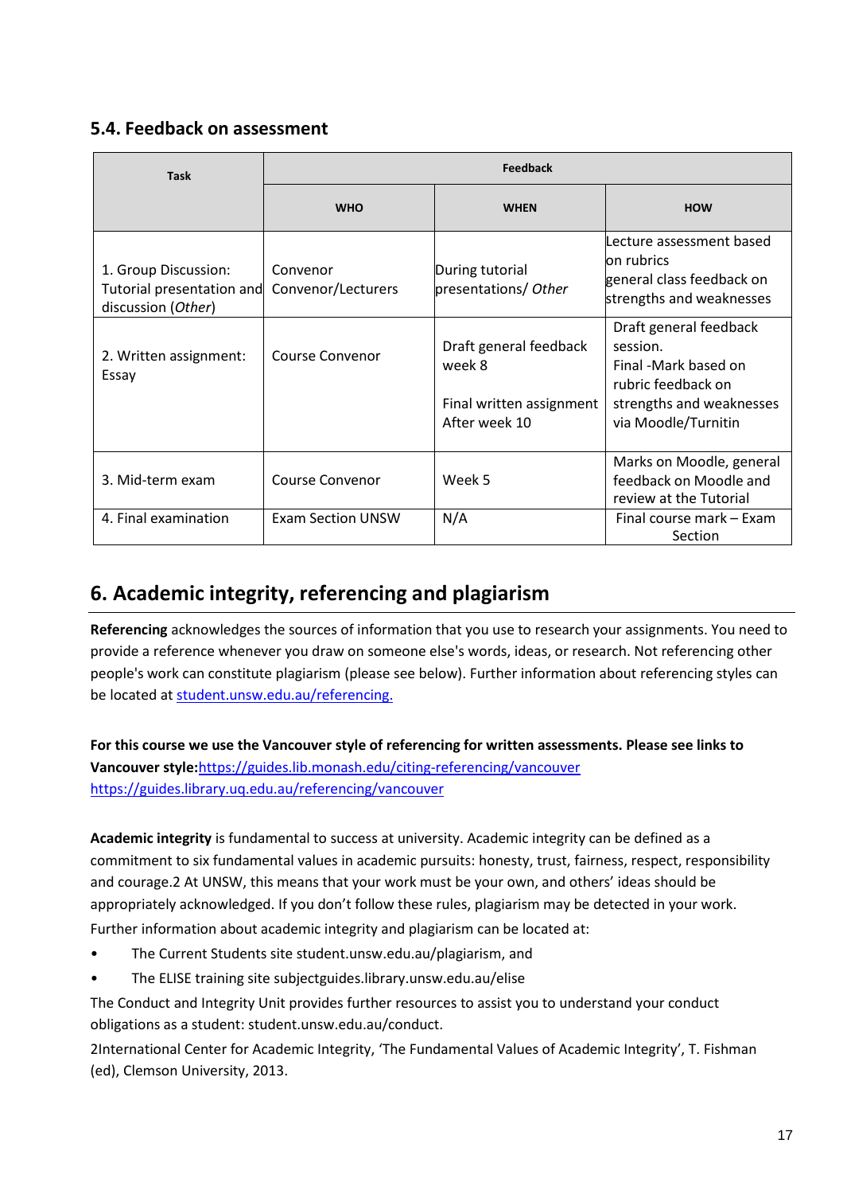### 5.4. Feedback on assessment

| Task | Feedback | | |
|---|---|---|---|
| | **WHO** | **WHEN** | **HOW** |
| 1. Group Discussion: Tutorial presentation and discussion (*Other*) | Convenor Convenor/Lecturers | During tutorial presentations/ *Other* | Lecture assessment based on rubrics general class feedback on strengths and weaknesses |
| 2. Written assignment: Essay | Course Convenor | Draft general feedback week 8<br><br>Final written assignment After week 10 | Draft general feedback session. Final -Mark based on rubric feedback on strengths and weaknesses via Moodle/Turnitin |
| 3. Mid-term exam | Course Convenor | Week 5 | Marks on Moodle, general feedback on Moodle and review at the Tutorial |
| 4. Final examination | Exam Section UNSW | N/A | Final course mark – Exam Section |

## 6. Academic integrity, referencing and plagiarism

**Referencing** acknowledges the sources of information that you use to research your assignments. You need to provide a reference whenever you draw on someone else's words, ideas, or research. Not referencing other people's work can constitute plagiarism (please see below). Further information about referencing styles can be located at student.unsw.edu.au/referencing.

**For this course we use the Vancouver style of referencing for written assessments. Please see links to Vancouver style:**https://guides.lib.monash.edu/citing-referencing/vancouver https://guides.library.uq.edu.au/referencing/vancouver

**Academic integrity** is fundamental to success at university. Academic integrity can be defined as a commitment to six fundamental values in academic pursuits: honesty, trust, fairness, respect, responsibility and courage.[2] At UNSW, this means that your work must be your own, and others' ideas should be appropriately acknowledged. If you don't follow these rules, plagiarism may be detected in your work.

Further information about academic integrity and plagiarism can be located at:

- The Current Students site student.unsw.edu.au/plagiarism, and
- The ELISE training site subjectguides.library.unsw.edu.au/elise

The Conduct and Integrity Unit provides further resources to assist you to understand your conduct obligations as a student: student.unsw.edu.au/conduct.

[2]International Center for Academic Integrity, 'The Fundamental Values of Academic Integrity', T. Fishman (ed), Clemson University, 2013.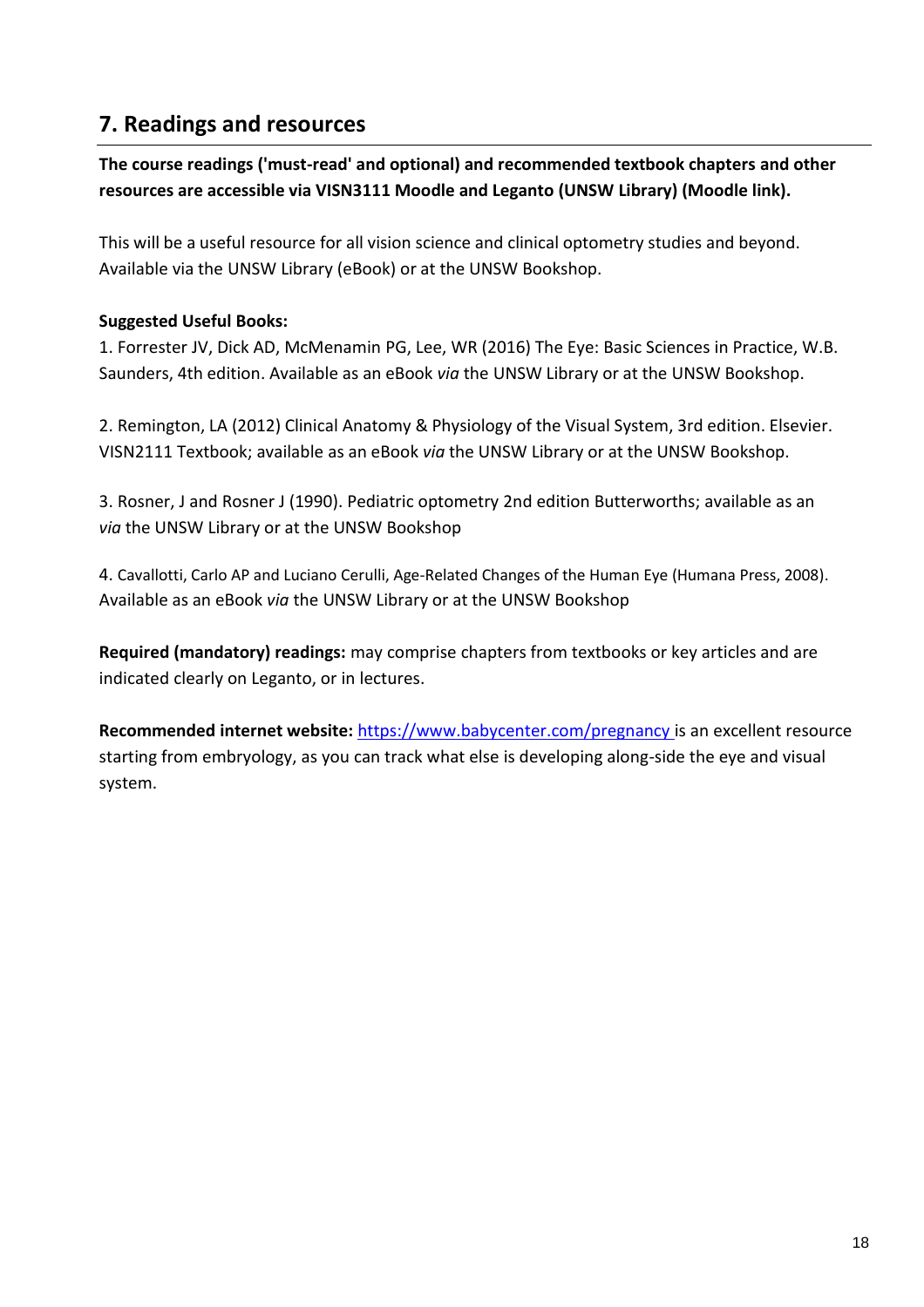## 7. Readings and resources

**The course readings ('must-read' and optional) and recommended textbook chapters and other resources are accessible via VISN3111 Moodle and Leganto (UNSW Library) (Moodle link).**

This will be a useful resource for all vision science and clinical optometry studies and beyond. Available via the UNSW Library (eBook) or at the UNSW Bookshop.

**Suggested Useful Books:**

1. Forrester JV, Dick AD, McMenamin PG, Lee, WR (2016) The Eye: Basic Sciences in Practice, W.B. Saunders, 4th edition. Available as an eBook *via* the UNSW Library or at the UNSW Bookshop.

2. Remington, LA (2012) Clinical Anatomy & Physiology of the Visual System, 3rd edition. Elsevier. VISN2111 Textbook; available as an eBook *via* the UNSW Library or at the UNSW Bookshop.

3. Rosner, J and Rosner J (1990). Pediatric optometry 2nd edition Butterworths; available as an *via* the UNSW Library or at the UNSW Bookshop

4. Cavallotti, Carlo AP and Luciano Cerulli, Age-Related Changes of the Human Eye (Humana Press, 2008). Available as an eBook *via* the UNSW Library or at the UNSW Bookshop

**Required (mandatory) readings:** may comprise chapters from textbooks or key articles and are indicated clearly on Leganto, or in lectures.

**Recommended internet website:** [https://www.babycenter.com/pregnancy](https://www.babycenter.com/pregnancy) is an excellent resource starting from embryology, as you can track what else is developing along-side the eye and visual system.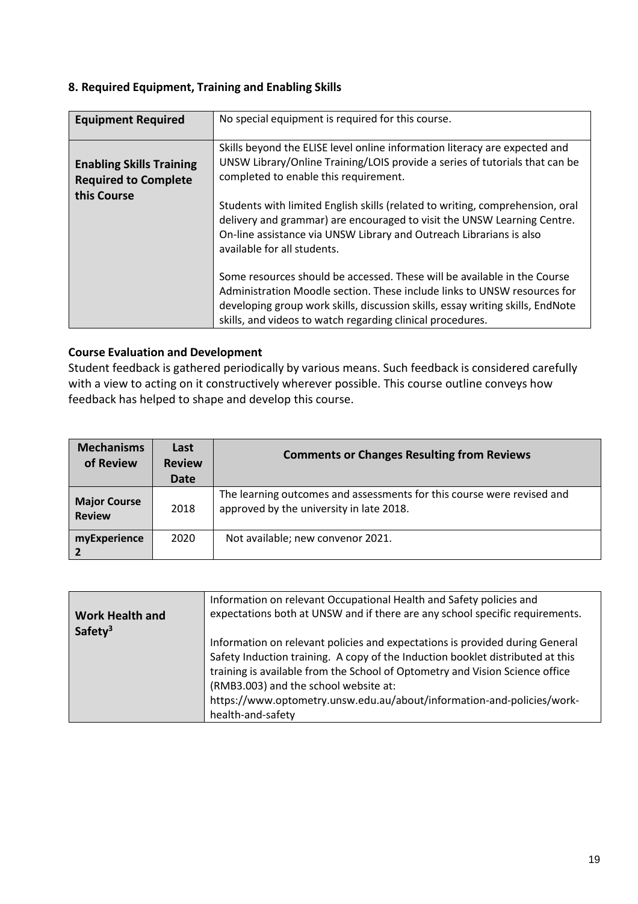## 8. Required Equipment, Training and Enabling Skills

| | |
|---|---|
| **Equipment Required** | No special equipment is required for this course. |
| **Enabling Skills Training Required to Complete this Course** | Skills beyond the ELISE level online information literacy are expected and UNSW Library/Online Training/LOIS provide a series of tutorials that can be completed to enable this requirement.<br><br>Students with limited English skills (related to writing, comprehension, oral delivery and grammar) are encouraged to visit the UNSW Learning Centre. On-line assistance via UNSW Library and Outreach Librarians is also available for all students.<br><br>Some resources should be accessed. These will be available in the Course Administration Moodle section. These include links to UNSW resources for developing group work skills, discussion skills, essay writing skills, EndNote skills, and videos to watch regarding clinical procedures. |

### Course Evaluation and Development

Student feedback is gathered periodically by various means. Such feedback is considered carefully with a view to acting on it constructively wherever possible. This course outline conveys how feedback has helped to shape and develop this course.

| Mechanisms of Review | Last Review Date | Comments or Changes Resulting from Reviews |
|---|---|---|
| **Major Course Review** | 2018 | The learning outcomes and assessments for this course were revised and approved by the university in late 2018. |
| **myExperience 2** | 2020 | Not available; new convenor 2021. |

| | |
|---|---|
| **Work Health and Safety[3]** | Information on relevant Occupational Health and Safety policies and expectations both at UNSW and if there are any school specific requirements.<br><br>Information on relevant policies and expectations is provided during General Safety Induction training. A copy of the Induction booklet distributed at this training is available from the School of Optometry and Vision Science office (RMB3.003) and the school website at: https://www.optometry.unsw.edu.au/about/information-and-policies/work-health-and-safety |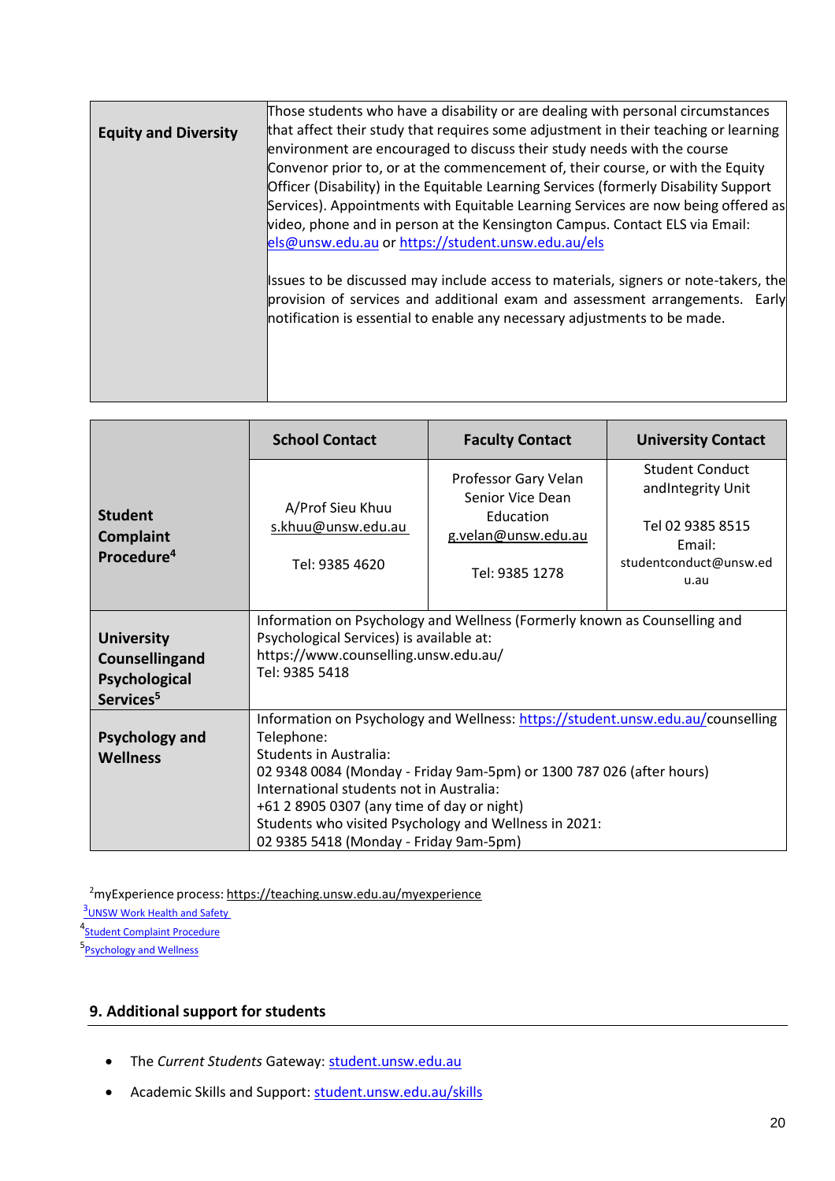| Equity and Diversity | Those students who have a disability or are dealing with personal circumstances that affect their study that requires some adjustment in their teaching or learning environment are encouraged to discuss their study needs with the course Convenor prior to, or at the commencement of, their course, or with the Equity Officer (Disability) in the Equitable Learning Services (formerly Disability Support Services). Appointments with Equitable Learning Services are now being offered as video, phone and in person at the Kensington Campus. Contact ELS via Email: els@unsw.edu.au or https://student.unsw.edu.au/els<br><br>Issues to be discussed may include access to materials, signers or note-takers, the provision of services and additional exam and assessment arrangements. Early notification is essential to enable any necessary adjustments to be made. |
|---|---|

| | School Contact | Faculty Contact | University Contact |
|---|---|---|---|
| **Student Complaint Procedure**[4] | A/Prof Sieu Khuu<br>s.khuu@unsw.edu.au<br><br>Tel: 9385 4620 | Professor Gary Velan<br>Senior Vice Dean Education<br>g.velan@unsw.edu.au<br><br>Tel: 9385 1278 | Student Conduct andIntegrity Unit<br><br>Tel 02 9385 8515<br>Email: studentconduct@unsw.edu.au |
| **University Counsellingand Psychological Services**[5] | Information on Psychology and Wellness (Formerly known as Counselling and Psychological Services) is available at:<br>https://www.counselling.unsw.edu.au/<br>Tel: 9385 5418 | | |
| **Psychology and Wellness** | Information on Psychology and Wellness: https://student.unsw.edu.au/counselling<br>Telephone:<br>Students in Australia:<br>02 9348 0084 (Monday - Friday 9am-5pm) or 1300 787 026 (after hours)<br>International students not in Australia:<br>+61 2 8905 0307 (any time of day or night)<br>Students who visited Psychology and Wellness in 2021:<br>02 9385 5418 (Monday - Friday 9am-5pm) | | |

[2] myExperience process: https://teaching.unsw.edu.au/myexperience
[3] UNSW Work Health and Safety
[4] Student Complaint Procedure
[5] Psychology and Wellness

## 9. Additional support for students

- The *Current Students* Gateway: student.unsw.edu.au
- Academic Skills and Support: student.unsw.edu.au/skills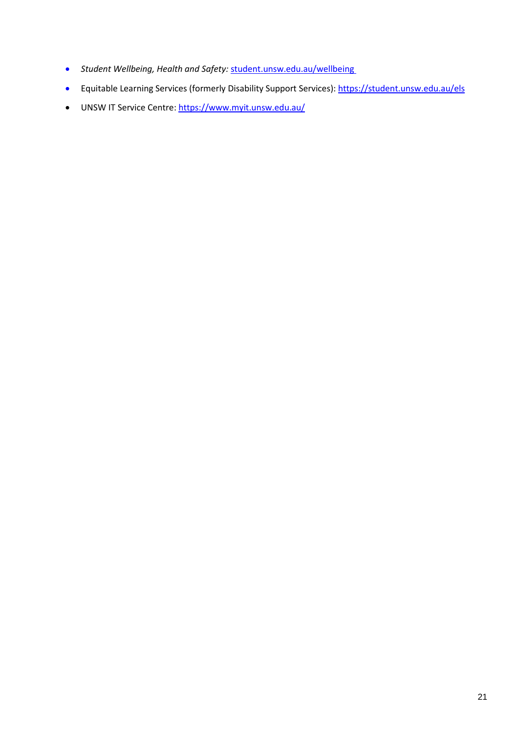- *Student Wellbeing, Health and Safety:* student.unsw.edu.au/wellbeing
- Equitable Learning Services (formerly Disability Support Services): https://student.unsw.edu.au/els
- UNSW IT Service Centre: https://www.myit.unsw.edu.au/